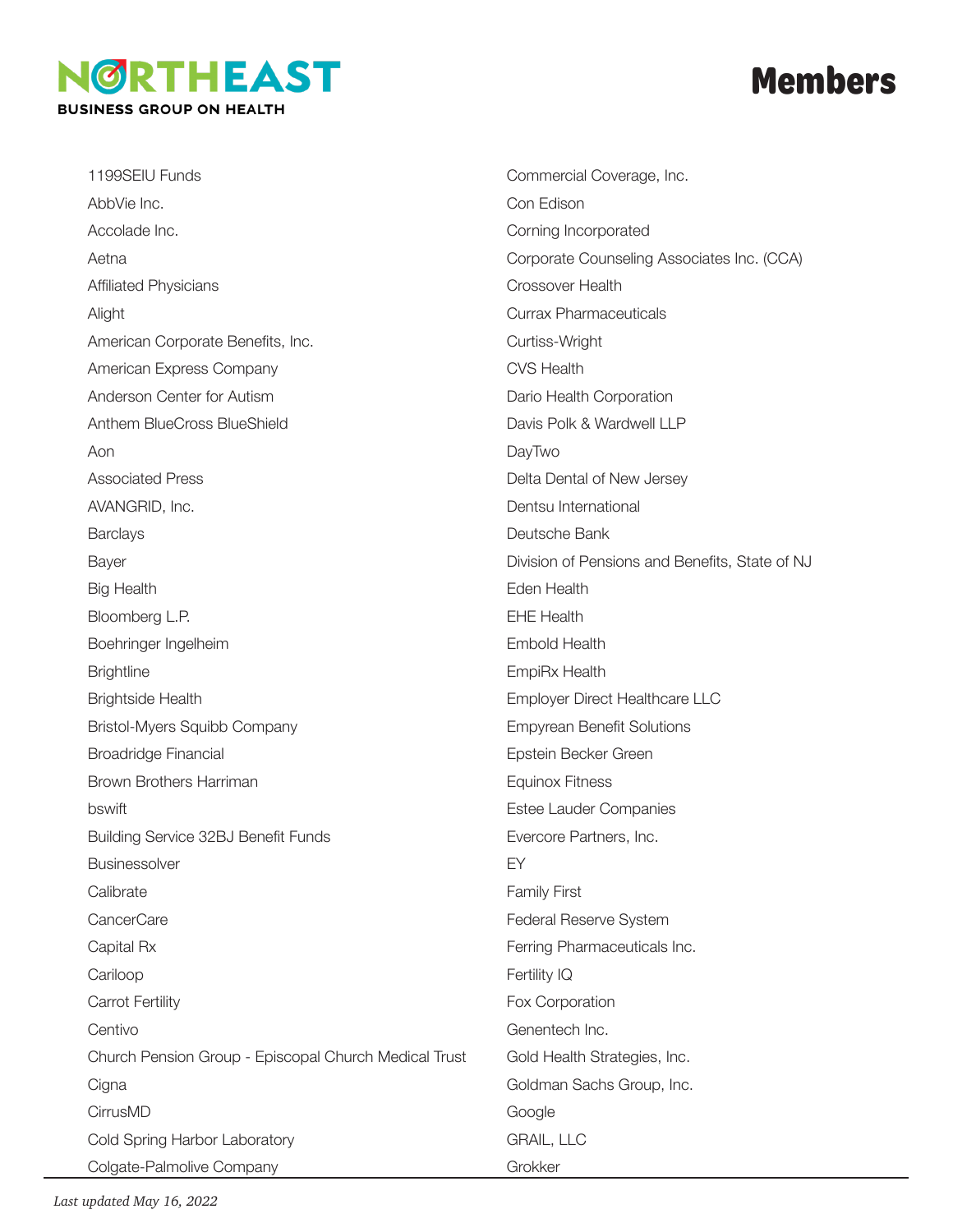# NORTHEAST BUSINESS GROUP ON HEALTH

# Members

- 1199SEIU Funds
- AbbVie Inc.
- Accolade Inc.
- Aetna
- Affiliated Physicians
- Alight
- American Corporate Benefits, Inc.
- American Express Company
- Anderson Center for Autism
- Anthem BlueCross BlueShield
- Aon
- Associated Press
- AVANGRID, Inc.
- Barclays
- Bayer
- Big Health
- Bloomberg L.P.
- Boehringer Ingelheim
- Brightline
- Brightside Health
- Bristol-Myers Squibb Company
- Broadridge Financial
- Brown Brothers Harriman
- bswift
- Building Service 32BJ Benefit Funds
- Businessolver
- Calibrate
- CancerCare
- Capital Rx
- Cariloop
- Carrot Fertility
- Centivo
- Church Pension Group - Episcopal Church Medical Trust
- Cigna
- CirrusMD
- Cold Spring Harbor Laboratory
- Colgate-Palmolive Company
- Commercial Coverage, Inc.
- Con Edison
- Corning Incorporated
- Corporate Counseling Associates Inc. (CCA)
- Crossover Health
- Currax Pharmaceuticals
- Curtiss-Wright
- CVS Health
- Dario Health Corporation
- Davis Polk & Wardwell LLP
- DayTwo
- Delta Dental of New Jersey
- Dentsu International
- Deutsche Bank
- Division of Pensions and Benefits, State of NJ
- Eden Health
- EHE Health
- Embold Health
- EmpiRx Health
- Employer Direct Healthcare LLC
- Empyrean Benefit Solutions
- Epstein Becker Green
- Equinox Fitness
- Estee Lauder Companies
- Evercore Partners, Inc.
- EY
- Family First
- Federal Reserve System
- Ferring Pharmaceuticals Inc.
- Fertility IQ
- Fox Corporation
- Genentech Inc.
- Gold Health Strategies, Inc.
- Goldman Sachs Group, Inc.
- Google
- GRAIL, LLC
- Grokker

*Last updated May 16, 2022*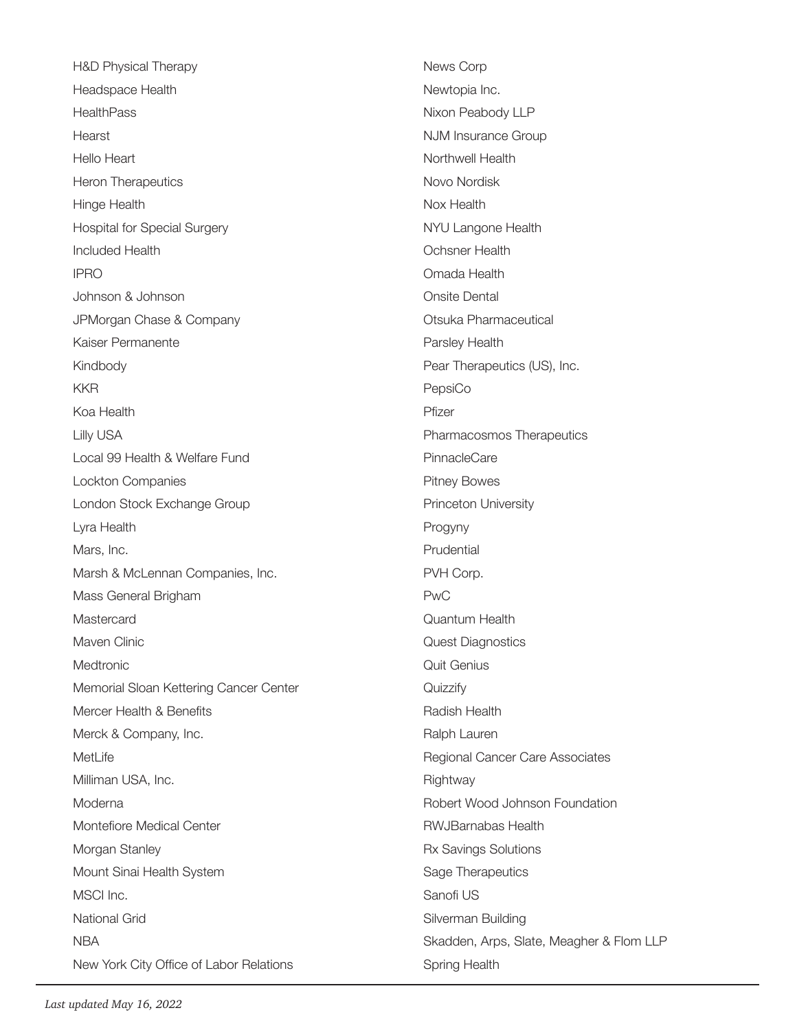H&D Physical Therapy
Headspace Health
HealthPass
Hearst
Hello Heart
Heron Therapeutics
Hinge Health
Hospital for Special Surgery
Included Health
IPRO
Johnson & Johnson
JPMorgan Chase & Company
Kaiser Permanente
Kindbody
KKR
Koa Health
Lilly USA
Local 99 Health & Welfare Fund
Lockton Companies
London Stock Exchange Group
Lyra Health
Mars, Inc.
Marsh & McLennan Companies, Inc.
Mass General Brigham
Mastercard
Maven Clinic
Medtronic
Memorial Sloan Kettering Cancer Center
Mercer Health & Benefits
Merck & Company, Inc.
MetLife
Milliman USA, Inc.
Moderna
Montefiore Medical Center
Morgan Stanley
Mount Sinai Health System
MSCI Inc.
National Grid
NBA
New York City Office of Labor Relations
News Corp
Newtopia Inc.
Nixon Peabody LLP
NJM Insurance Group
Northwell Health
Novo Nordisk
Nox Health
NYU Langone Health
Ochsner Health
Omada Health
Onsite Dental
Otsuka Pharmaceutical
Parsley Health
Pear Therapeutics (US), Inc.
PepsiCo
Pfizer
Pharmacosmos Therapeutics
PinnacleCare
Pitney Bowes
Princeton University
Progyny
Prudential
PVH Corp.
PwC
Quantum Health
Quest Diagnostics
Quit Genius
Quizzify
Radish Health
Ralph Lauren
Regional Cancer Care Associates
Rightway
Robert Wood Johnson Foundation
RWJBarnabas Health
Rx Savings Solutions
Sage Therapeutics
Sanofi US
Silverman Building
Skadden, Arps, Slate, Meagher & Flom LLP
Spring Health

*Last updated May 16, 2022*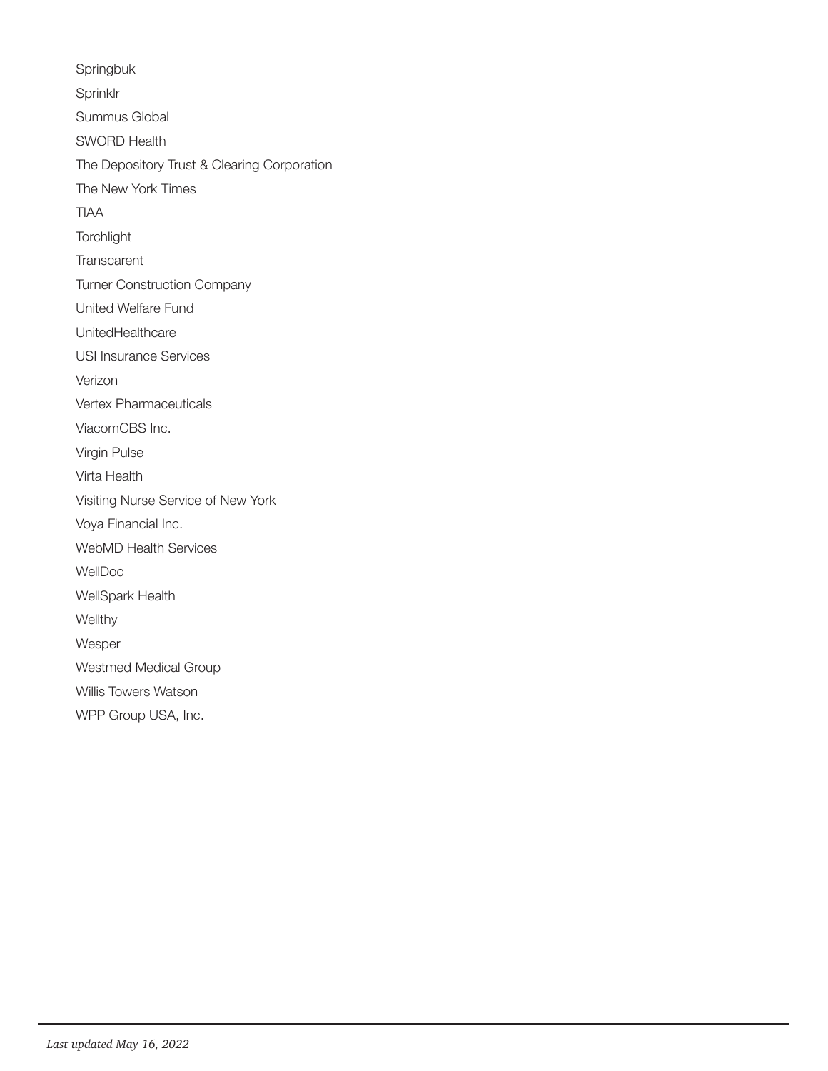Springbuk

Sprinklr

Summus Global

SWORD Health

The Depository Trust & Clearing Corporation

The New York Times

TIAA

Torchlight

Transcarent

Turner Construction Company

United Welfare Fund

UnitedHealthcare

USI Insurance Services

Verizon

Vertex Pharmaceuticals

ViacomCBS Inc.

Virgin Pulse

Virta Health

Visiting Nurse Service of New York

Voya Financial Inc.

WebMD Health Services

WellDoc

WellSpark Health

Wellthy

Wesper

Westmed Medical Group

Willis Towers Watson

WPP Group USA, Inc.